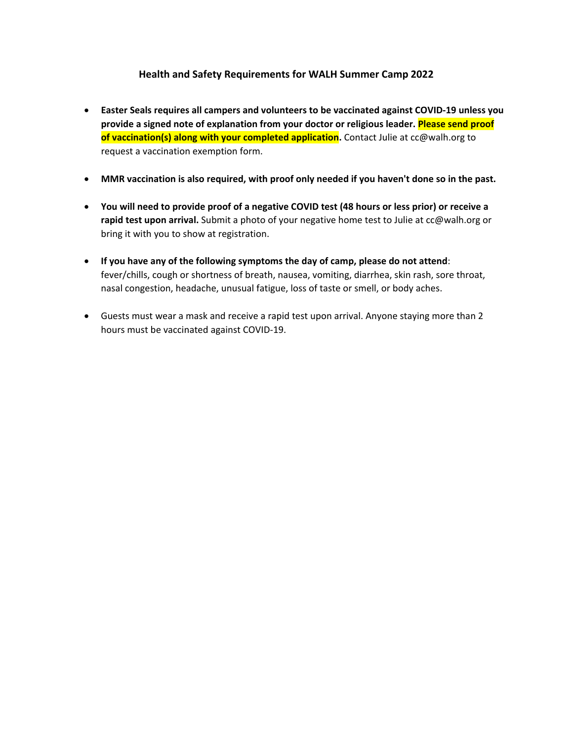## Health and Safety Requirements for WALH Summer Camp 2022

- **Easter Seals requires all campers and volunteers to be vaccinated against COVID-19 unless you provide a signed note of explanation from your doctor or religious leader. Please send proof of vaccination(s) along with your completed application.** Contact Julie at cc@walh.org to request a vaccination exemption form.

- **MMR vaccination is also required, with proof only needed if you haven't done so in the past.**

- **You will need to provide proof of a negative COVID test (48 hours or less prior) or receive a rapid test upon arrival.** Submit a photo of your negative home test to Julie at cc@walh.org or bring it with you to show at registration.

- **If you have any of the following symptoms the day of camp, please do not attend**: fever/chills, cough or shortness of breath, nausea, vomiting, diarrhea, skin rash, sore throat, nasal congestion, headache, unusual fatigue, loss of taste or smell, or body aches.

- Guests must wear a mask and receive a rapid test upon arrival. Anyone staying more than 2 hours must be vaccinated against COVID-19.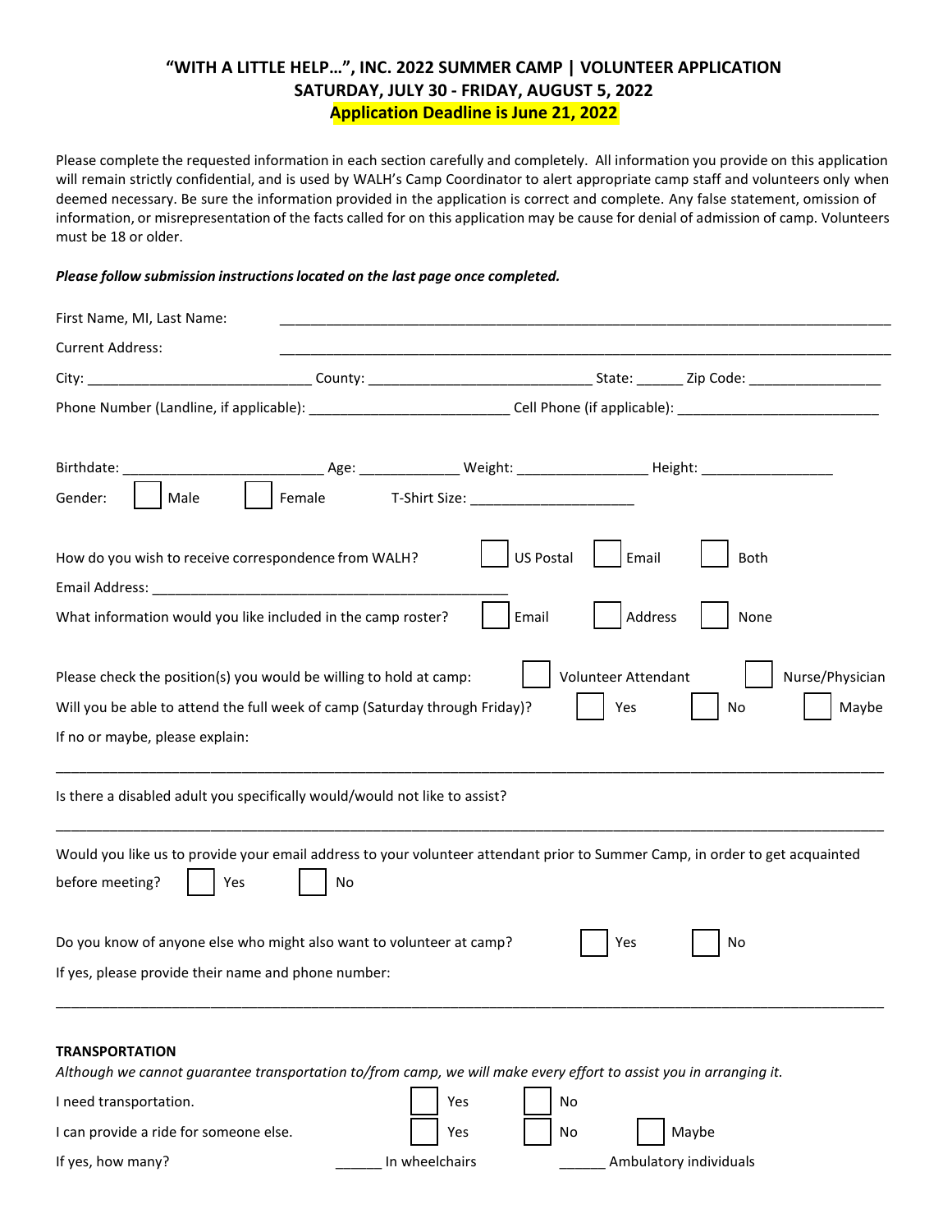# "WITH A LITTLE HELP…", INC. 2022 SUMMER CAMP | VOLUNTEER APPLICATION
## SATURDAY, JULY 30 - FRIDAY, AUGUST 5, 2022
### Application Deadline is June 21, 2022

Please complete the requested information in each section carefully and completely. All information you provide on this application will remain strictly confidential, and is used by WALH's Camp Coordinator to alert appropriate camp staff and volunteers only when deemed necessary. Be sure the information provided in the application is correct and complete. Any false statement, omission of information, or misrepresentation of the facts called for on this application may be cause for denial of admission of camp. Volunteers must be 18 or older.

***Please follow submission instructions located on the last page once completed.***

First Name, MI, Last Name: ______________________________________________

Current Address: ______________________________________________

City: ____________________ County: ____________________ State: ______ Zip Code: ____________

Phone Number (Landline, if applicable): ____________________ Cell Phone (if applicable): ____________________

Birthdate: ____________________ Age: __________ Weight: ____________ Height: ____________

Gender: ☐ Male ☐ Female T-Shirt Size: ________________

How do you wish to receive correspondence from WALH? ☐ US Postal ☐ Email ☐ Both

Email Address: ______________________________________

What information would you like included in the camp roster? ☐ Email ☐ Address ☐ None

Please check the position(s) you would be willing to hold at camp: ☐ Volunteer Attendant ☐ Nurse/Physician

Will you be able to attend the full week of camp (Saturday through Friday)? ☐ Yes ☐ No ☐ Maybe

If no or maybe, please explain:

______________________________________________________________________

Is there a disabled adult you specifically would/would not like to assist?

______________________________________________________________________

Would you like us to provide your email address to your volunteer attendant prior to Summer Camp, in order to get acquainted before meeting? ☐ Yes ☐ No

Do you know of anyone else who might also want to volunteer at camp? ☐ Yes ☐ No

If yes, please provide their name and phone number:

______________________________________________________________________

**TRANSPORTATION**

*Although we cannot guarantee transportation to/from camp, we will make every effort to assist you in arranging it.*

I need transportation. ☐ Yes ☐ No

I can provide a ride for someone else. ☐ Yes ☐ No ☐ Maybe

If yes, how many? ______ In wheelchairs ______ Ambulatory individuals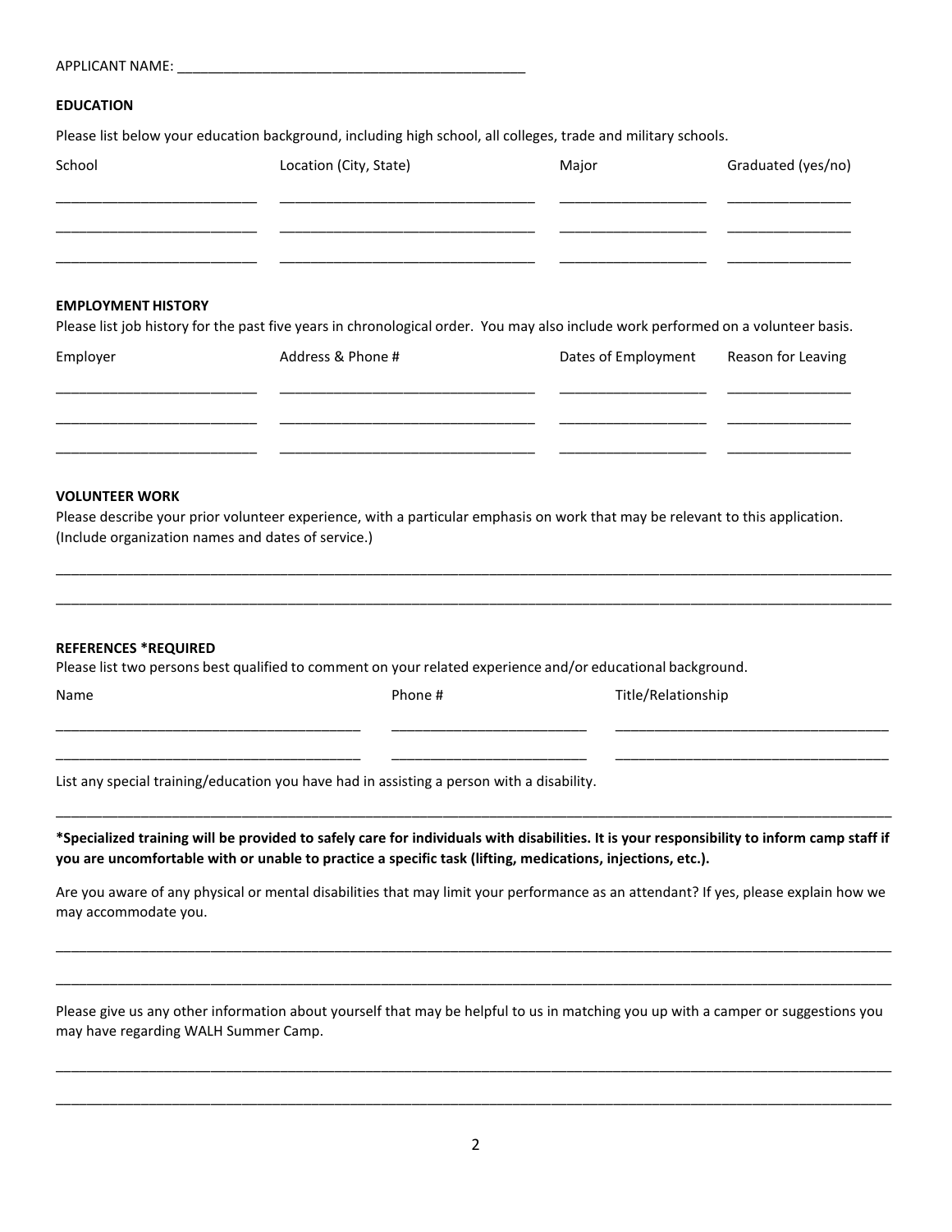APPLICANT NAME: ____________________________________________

**EDUCATION**

Please list below your education background, including high school, all colleges, trade and military schools.

| School | Location (City, State) | Major | Graduated (yes/no) |
|---|---|---|---|
| | | | |
| | | | |
| | | | |

**EMPLOYMENT HISTORY**

Please list job history for the past five years in chronological order. You may also include work performed on a volunteer basis.

| Employer | Address & Phone # | Dates of Employment | Reason for Leaving |
|---|---|---|---|
| | | | |
| | | | |
| | | | |

**VOLUNTEER WORK**

Please describe your prior volunteer experience, with a particular emphasis on work that may be relevant to this application. (Include organization names and dates of service.)

____________________________________________________________________________________________________

____________________________________________________________________________________________________

**REFERENCES *REQUIRED**

Please list two persons best qualified to comment on your related experience and/or educational background.

| Name | Phone # | Title/Relationship |
|---|---|---|
| | | |
| | | |

List any special training/education you have had in assisting a person with a disability.

____________________________________________________________________________________________________

***Specialized training will be provided to safely care for individuals with disabilities. It is your responsibility to inform camp staff if you are uncomfortable with or unable to practice a specific task (lifting, medications, injections, etc.).**

Are you aware of any physical or mental disabilities that may limit your performance as an attendant? If yes, please explain how we may accommodate you.

____________________________________________________________________________________________________

____________________________________________________________________________________________________

Please give us any other information about yourself that may be helpful to us in matching you up with a camper or suggestions you may have regarding WALH Summer Camp.

____________________________________________________________________________________________________

____________________________________________________________________________________________________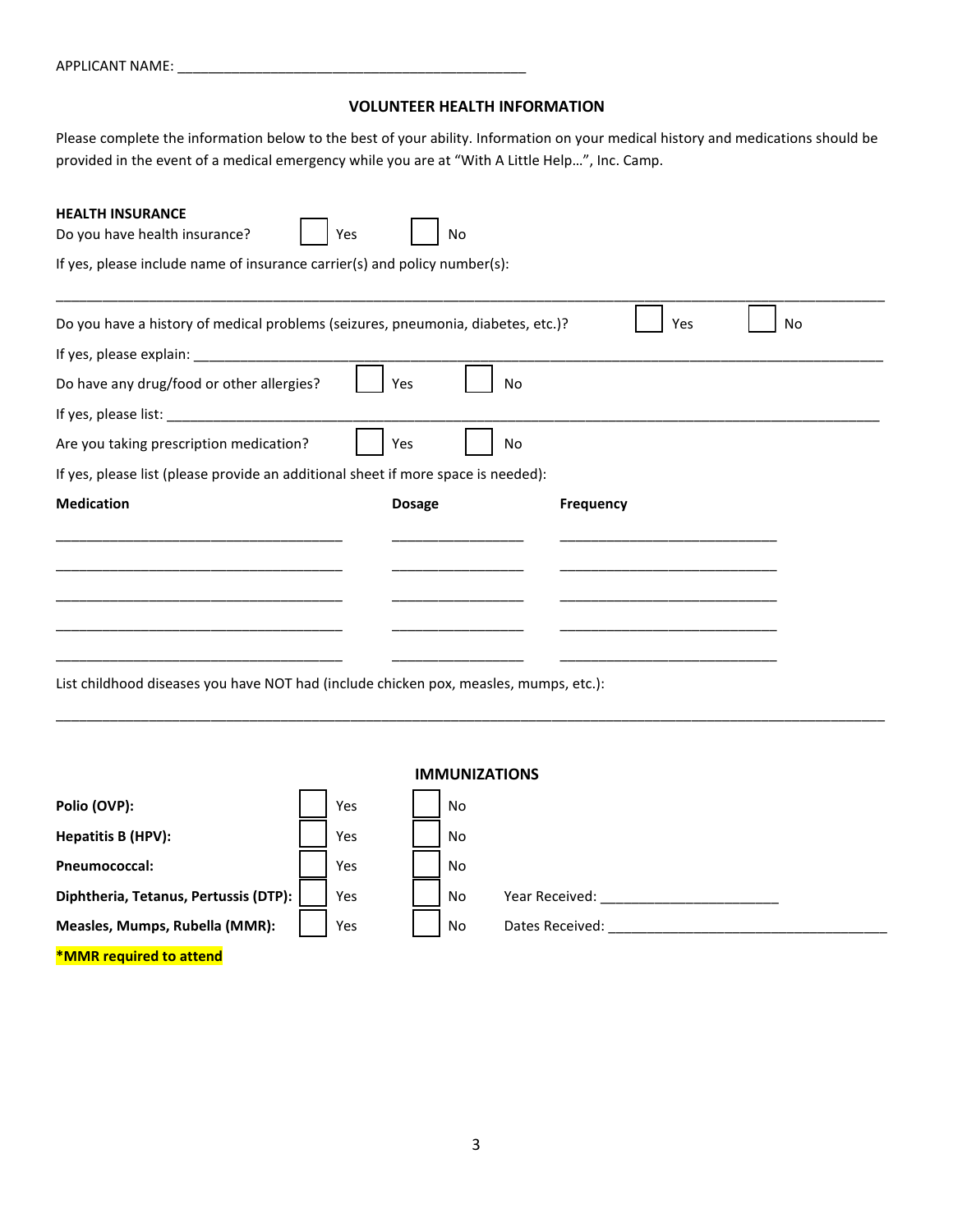APPLICANT NAME: _______________________________________________

## VOLUNTEER HEALTH INFORMATION

Please complete the information below to the best of your ability. Information on your medical history and medications should be provided in the event of a medical emergency while you are at "With A Little Help…", Inc. Camp.

**HEALTH INSURANCE**

Do you have health insurance? ☐ Yes ☐ No

If yes, please include name of insurance carrier(s) and policy number(s):

_______________________________________________________________________________________________

Do you have a history of medical problems (seizures, pneumonia, diabetes, etc.)? ☐ Yes ☐ No

If yes, please explain: _______________________________________________________________________

Do have any drug/food or other allergies? ☐ Yes ☐ No

If yes, please list: __________________________________________________________________________

Are you taking prescription medication? ☐ Yes ☐ No

If yes, please list (please provide an additional sheet if more space is needed):

| Medication | Dosage | Frequency |
|---|---|---|
| | | |
| | | |
| | | |
| | | |
| | | |

List childhood diseases you have NOT had (include chicken pox, measles, mumps, etc.):

_______________________________________________________________________________________________

### IMMUNIZATIONS

**Polio (OVP):** ☐ Yes ☐ No

**Hepatitis B (HPV):** ☐ Yes ☐ No

**Pneumococcal:** ☐ Yes ☐ No

**Diphtheria, Tetanus, Pertussis (DTP):** ☐ Yes ☐ No Year Received: _______________________

**Measles, Mumps, Rubella (MMR):** ☐ Yes ☐ No Dates Received: _____________________________________

**\*MMR required to attend**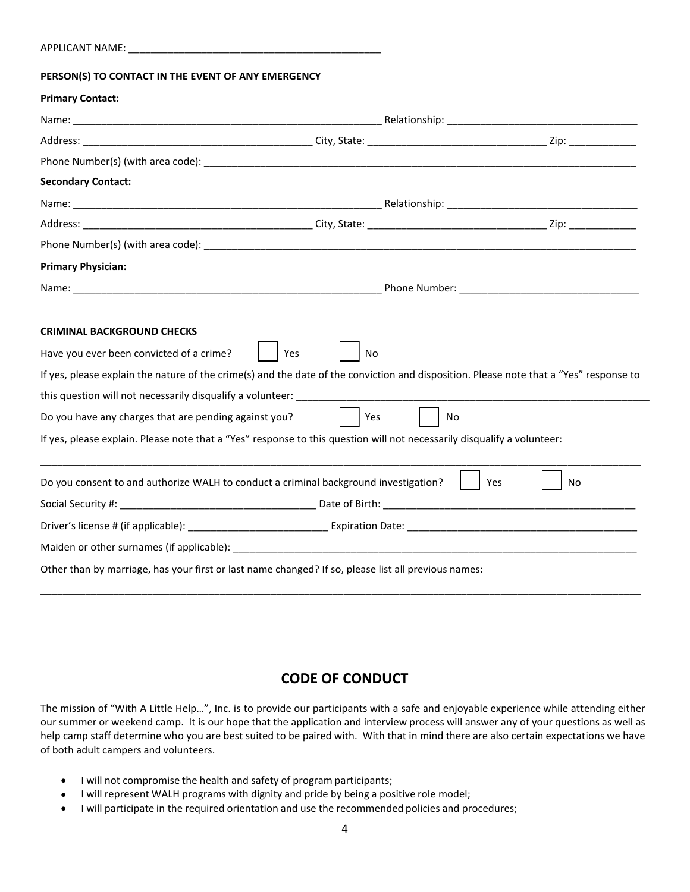APPLICANT NAME: ______________________________________________

**PERSON(S) TO CONTACT IN THE EVENT OF ANY EMERGENCY**

**Primary Contact:**

Name: _________________________________________________________ Relationship: ___________________________________

Address: _________________________________________ City, State: _________________________________ Zip: ____________

Phone Number(s) (with area code): _______________________________________________________________________________

**Secondary Contact:**

Name: _________________________________________________________ Relationship: ___________________________________

Address: _________________________________________ City, State: _________________________________ Zip: ____________

Phone Number(s) (with area code): _______________________________________________________________________________

**Primary Physician:**

Name: _________________________________________________________ Phone Number: _________________________________

**CRIMINAL BACKGROUND CHECKS**

Have you ever been convicted of a crime? ☐ Yes ☐ No

If yes, please explain the nature of the crime(s) and the date of the conviction and disposition. Please note that a "Yes" response to this question will not necessarily disqualify a volunteer: ______________________________________________________________

Do you have any charges that are pending against you? ☐ Yes ☐ No

If yes, please explain. Please note that a "Yes" response to this question will not necessarily disqualify a volunteer:

_______________________________________________________________________________________________________________

Do you consent to and authorize WALH to conduct a criminal background investigation? ☐ Yes ☐ No

Social Security #: ___________________________________ Date of Birth: _______________________________________________

Driver's license # (if applicable): _________________________ Expiration Date: __________________________________________

Maiden or other surnames (if applicable): ___________________________________________________________________________

Other than by marriage, has your first or last name changed? If so, please list all previous names:

_______________________________________________________________________________________________________________

## CODE OF CONDUCT

The mission of "With A Little Help…", Inc. is to provide our participants with a safe and enjoyable experience while attending either our summer or weekend camp. It is our hope that the application and interview process will answer any of your questions as well as help camp staff determine who you are best suited to be paired with. With that in mind there are also certain expectations we have of both adult campers and volunteers.

- I will not compromise the health and safety of program participants;
- I will represent WALH programs with dignity and pride by being a positive role model;
- I will participate in the required orientation and use the recommended policies and procedures;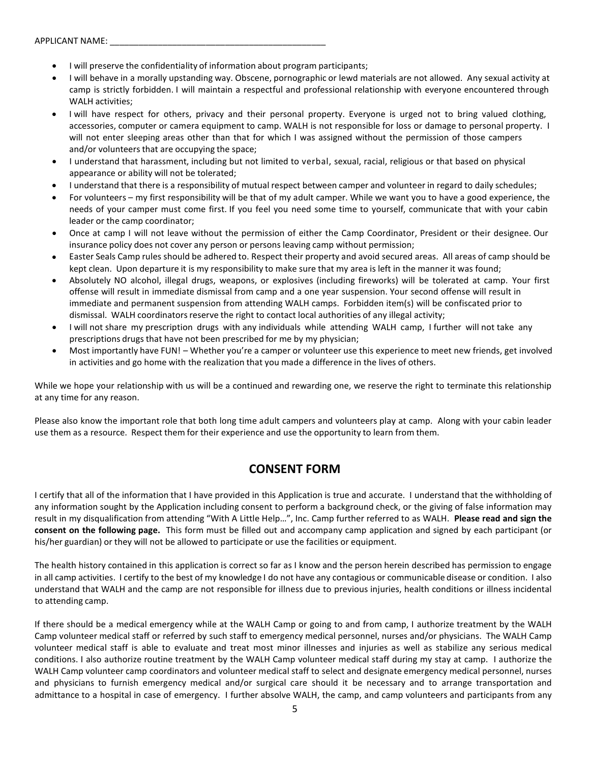APPLICANT NAME: ___________________________________________

- I will preserve the confidentiality of information about program participants;
- I will behave in a morally upstanding way. Obscene, pornographic or lewd materials are not allowed. Any sexual activity at camp is strictly forbidden. I will maintain a respectful and professional relationship with everyone encountered through WALH activities;
- I will have respect for others, privacy and their personal property. Everyone is urged not to bring valued clothing, accessories, computer or camera equipment to camp. WALH is not responsible for loss or damage to personal property. I will not enter sleeping areas other than that for which I was assigned without the permission of those campers and/or volunteers that are occupying the space;
- I understand that harassment, including but not limited to verbal, sexual, racial, religious or that based on physical appearance or ability will not be tolerated;
- I understand that there is a responsibility of mutual respect between camper and volunteer in regard to daily schedules;
- For volunteers – my first responsibility will be that of my adult camper. While we want you to have a good experience, the needs of your camper must come first. If you feel you need some time to yourself, communicate that with your cabin leader or the camp coordinator;
- Once at camp I will not leave without the permission of either the Camp Coordinator, President or their designee. Our insurance policy does not cover any person or persons leaving camp without permission;
- Easter Seals Camp rules should be adhered to. Respect their property and avoid secured areas. All areas of camp should be kept clean. Upon departure it is my responsibility to make sure that my area is left in the manner it was found;
- Absolutely NO alcohol, illegal drugs, weapons, or explosives (including fireworks) will be tolerated at camp. Your first offense will result in immediate dismissal from camp and a one year suspension. Your second offense will result in immediate and permanent suspension from attending WALH camps. Forbidden item(s) will be confiscated prior to dismissal. WALH coordinators reserve the right to contact local authorities of any illegal activity;
- I will not share my prescription drugs with any individuals while attending WALH camp, I further will not take any prescriptions drugs that have not been prescribed for me by my physician;
- Most importantly have FUN! – Whether you're a camper or volunteer use this experience to meet new friends, get involved in activities and go home with the realization that you made a difference in the lives of others.

While we hope your relationship with us will be a continued and rewarding one, we reserve the right to terminate this relationship at any time for any reason.

Please also know the important role that both long time adult campers and volunteers play at camp. Along with your cabin leader use them as a resource. Respect them for their experience and use the opportunity to learn from them.

## CONSENT FORM

I certify that all of the information that I have provided in this Application is true and accurate. I understand that the withholding of any information sought by the Application including consent to perform a background check, or the giving of false information may result in my disqualification from attending "With A Little Help…", Inc. Camp further referred to as WALH. **Please read and sign the consent on the following page.** This form must be filled out and accompany camp application and signed by each participant (or his/her guardian) or they will not be allowed to participate or use the facilities or equipment.

The health history contained in this application is correct so far as I know and the person herein described has permission to engage in all camp activities. I certify to the best of my knowledge I do not have any contagious or communicable disease or condition. I also understand that WALH and the camp are not responsible for illness due to previous injuries, health conditions or illness incidental to attending camp.

If there should be a medical emergency while at the WALH Camp or going to and from camp, I authorize treatment by the WALH Camp volunteer medical staff or referred by such staff to emergency medical personnel, nurses and/or physicians. The WALH Camp volunteer medical staff is able to evaluate and treat most minor illnesses and injuries as well as stabilize any serious medical conditions. I also authorize routine treatment by the WALH Camp volunteer medical staff during my stay at camp. I authorize the WALH Camp volunteer camp coordinators and volunteer medical staff to select and designate emergency medical personnel, nurses and physicians to furnish emergency medical and/or surgical care should it be necessary and to arrange transportation and admittance to a hospital in case of emergency. I further absolve WALH, the camp, and camp volunteers and participants from any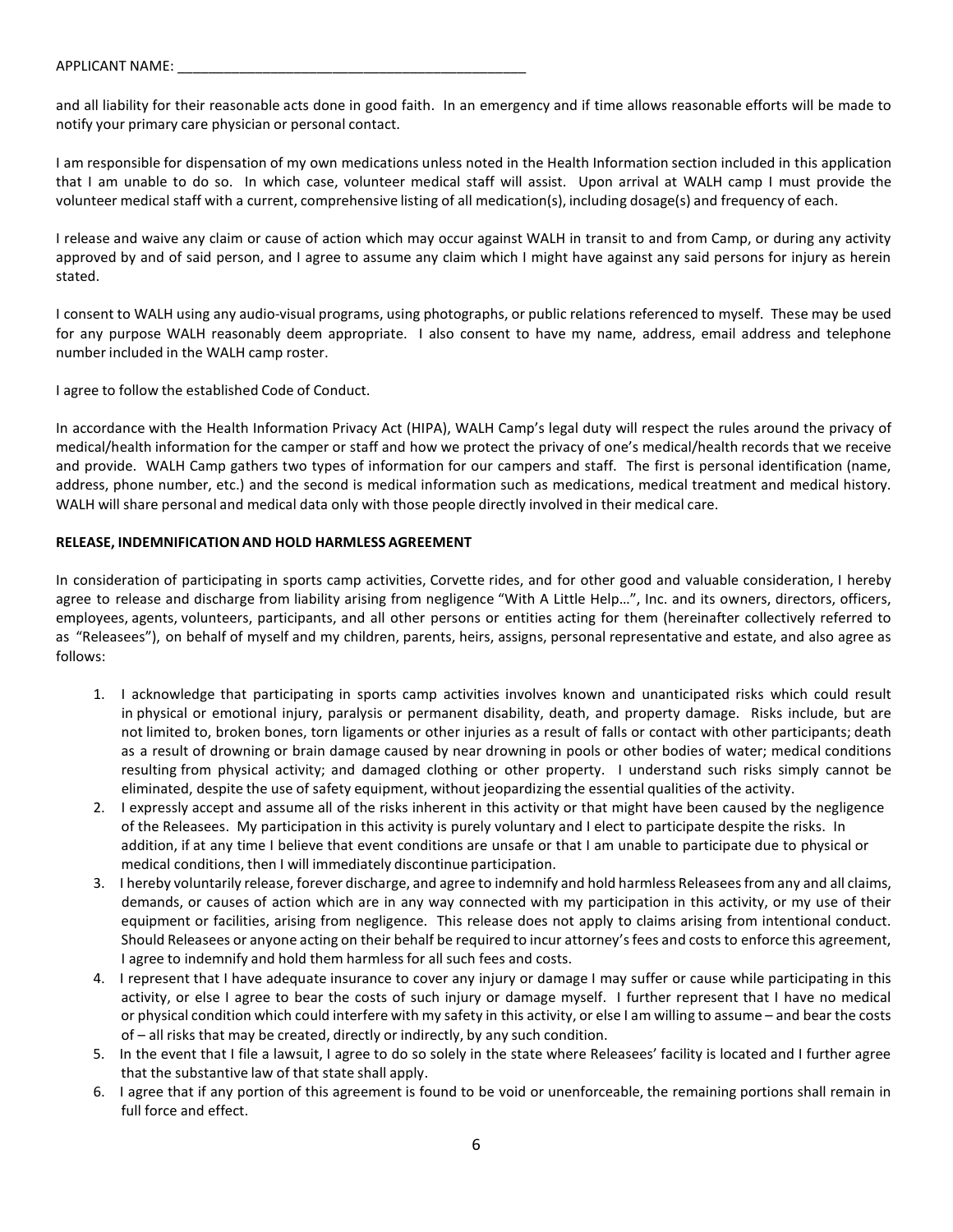APPLICANT NAME: ____________________________________________

and all liability for their reasonable acts done in good faith. In an emergency and if time allows reasonable efforts will be made to notify your primary care physician or personal contact.

I am responsible for dispensation of my own medications unless noted in the Health Information section included in this application that I am unable to do so. In which case, volunteer medical staff will assist. Upon arrival at WALH camp I must provide the volunteer medical staff with a current, comprehensive listing of all medication(s), including dosage(s) and frequency of each.

I release and waive any claim or cause of action which may occur against WALH in transit to and from Camp, or during any activity approved by and of said person, and I agree to assume any claim which I might have against any said persons for injury as herein stated.

I consent to WALH using any audio-visual programs, using photographs, or public relations referenced to myself. These may be used for any purpose WALH reasonably deem appropriate. I also consent to have my name, address, email address and telephone number included in the WALH camp roster.

I agree to follow the established Code of Conduct.

In accordance with the Health Information Privacy Act (HIPA), WALH Camp's legal duty will respect the rules around the privacy of medical/health information for the camper or staff and how we protect the privacy of one's medical/health records that we receive and provide. WALH Camp gathers two types of information for our campers and staff. The first is personal identification (name, address, phone number, etc.) and the second is medical information such as medications, medical treatment and medical history. WALH will share personal and medical data only with those people directly involved in their medical care.

**RELEASE, INDEMNIFICATION AND HOLD HARMLESS AGREEMENT**

In consideration of participating in sports camp activities, Corvette rides, and for other good and valuable consideration, I hereby agree to release and discharge from liability arising from negligence "With A Little Help…", Inc. and its owners, directors, officers, employees, agents, volunteers, participants, and all other persons or entities acting for them (hereinafter collectively referred to as "Releasees"), on behalf of myself and my children, parents, heirs, assigns, personal representative and estate, and also agree as follows:

1. I acknowledge that participating in sports camp activities involves known and unanticipated risks which could result in physical or emotional injury, paralysis or permanent disability, death, and property damage. Risks include, but are not limited to, broken bones, torn ligaments or other injuries as a result of falls or contact with other participants; death as a result of drowning or brain damage caused by near drowning in pools or other bodies of water; medical conditions resulting from physical activity; and damaged clothing or other property. I understand such risks simply cannot be eliminated, despite the use of safety equipment, without jeopardizing the essential qualities of the activity.
2. I expressly accept and assume all of the risks inherent in this activity or that might have been caused by the negligence of the Releasees. My participation in this activity is purely voluntary and I elect to participate despite the risks. In addition, if at any time I believe that event conditions are unsafe or that I am unable to participate due to physical or medical conditions, then I will immediately discontinue participation.
3. I hereby voluntarily release, forever discharge, and agree to indemnify and hold harmless Releasees from any and all claims, demands, or causes of action which are in any way connected with my participation in this activity, or my use of their equipment or facilities, arising from negligence. This release does not apply to claims arising from intentional conduct. Should Releasees or anyone acting on their behalf be required to incur attorney's fees and costs to enforce this agreement, I agree to indemnify and hold them harmless for all such fees and costs.
4. I represent that I have adequate insurance to cover any injury or damage I may suffer or cause while participating in this activity, or else I agree to bear the costs of such injury or damage myself. I further represent that I have no medical or physical condition which could interfere with my safety in this activity, or else I am willing to assume – and bear the costs of – all risks that may be created, directly or indirectly, by any such condition.
5. In the event that I file a lawsuit, I agree to do so solely in the state where Releasees' facility is located and I further agree that the substantive law of that state shall apply.
6. I agree that if any portion of this agreement is found to be void or unenforceable, the remaining portions shall remain in full force and effect.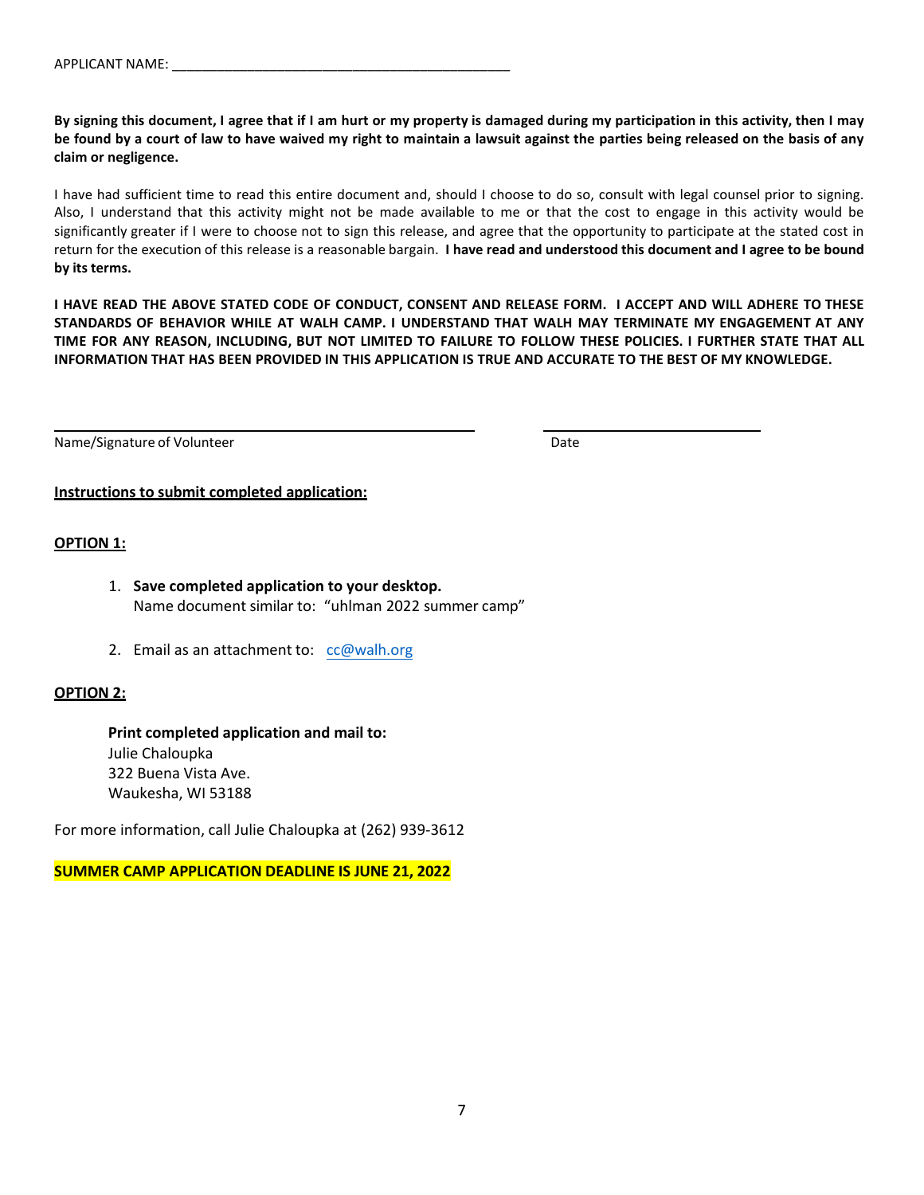APPLICANT NAME: ___________________________________________

**By signing this document, I agree that if I am hurt or my property is damaged during my participation in this activity, then I may be found by a court of law to have waived my right to maintain a lawsuit against the parties being released on the basis of any claim or negligence.**

I have had sufficient time to read this entire document and, should I choose to do so, consult with legal counsel prior to signing. Also, I understand that this activity might not be made available to me or that the cost to engage in this activity would be significantly greater if I were to choose not to sign this release, and agree that the opportunity to participate at the stated cost in return for the execution of this release is a reasonable bargain. **I have read and understood this document and I agree to be bound by its terms.**

**I HAVE READ THE ABOVE STATED CODE OF CONDUCT, CONSENT AND RELEASE FORM. I ACCEPT AND WILL ADHERE TO THESE STANDARDS OF BEHAVIOR WHILE AT WALH CAMP. I UNDERSTAND THAT WALH MAY TERMINATE MY ENGAGEMENT AT ANY TIME FOR ANY REASON, INCLUDING, BUT NOT LIMITED TO FAILURE TO FOLLOW THESE POLICIES. I FURTHER STATE THAT ALL INFORMATION THAT HAS BEEN PROVIDED IN THIS APPLICATION IS TRUE AND ACCURATE TO THE BEST OF MY KNOWLEDGE.**

______________________________________________ ______________________

Name/Signature of Volunteer Date

**Instructions to submit completed application:**

**OPTION 1:**

1. **Save completed application to your desktop.**
   Name document similar to: "uhlman 2022 summer camp"

2. Email as an attachment to: cc@walh.org

**OPTION 2:**

**Print completed application and mail to:**
Julie Chaloupka
322 Buena Vista Ave.
Waukesha, WI 53188

For more information, call Julie Chaloupka at (262) 939-3612

**SUMMER CAMP APPLICATION DEADLINE IS JUNE 21, 2022**